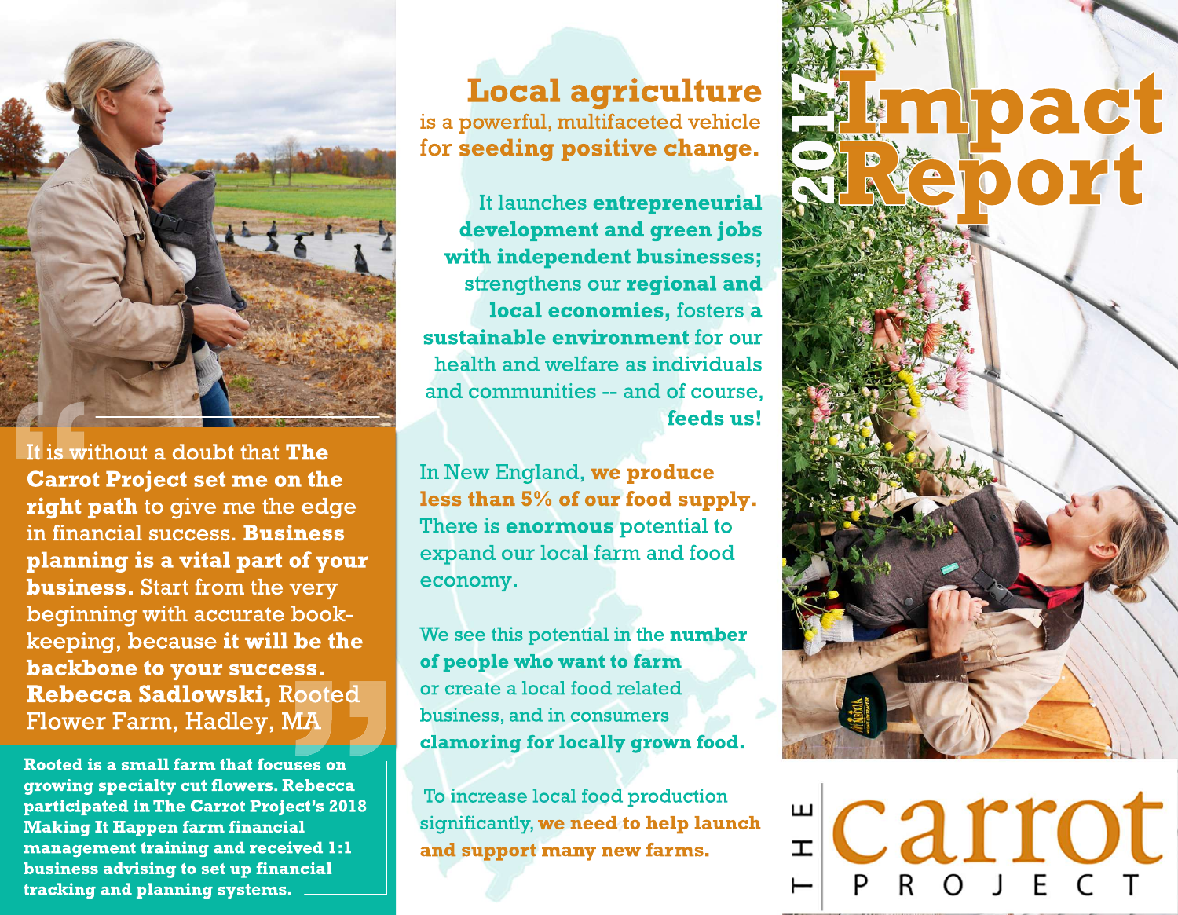# 2017 Impact Report

# The Carrot Project

**Local agriculture** is a powerful, multifaceted vehicle for **seeding positive change.**

It launches **entrepreneurial development and green jobs with independent businesses;** strengthens our **regional and local economies,** fosters **a sustainable environment** for our health and welfare as individuals and communities -- and of course, **feeds us!**

In New England, **we produce less than 5% of our food supply.** There is **enormous** potential to expand our local farm and food economy.

We see this potential in the **number of people who want to farm** or create a local food related business, and in consumers **clamoring for locally grown food.**

To increase local food production significantly, **we need to help launch and support many new farms.**

> It is without a doubt that **The Carrot Project set me on the right path** to give me the edge in financial success. **Business planning is a vital part of your business.** Start from the very beginning with accurate book-keeping, because **it will be the backbone to your success.**
>
> **Rebecca Sadlowski,** Rooted Flower Farm, Hadley, MA

**Rooted is a small farm that focuses on growing specialty cut flowers. Rebecca participated in The Carrot Project's 2018 Making It Happen farm financial management training and received 1:1 business advising to set up financial tracking and planning systems.**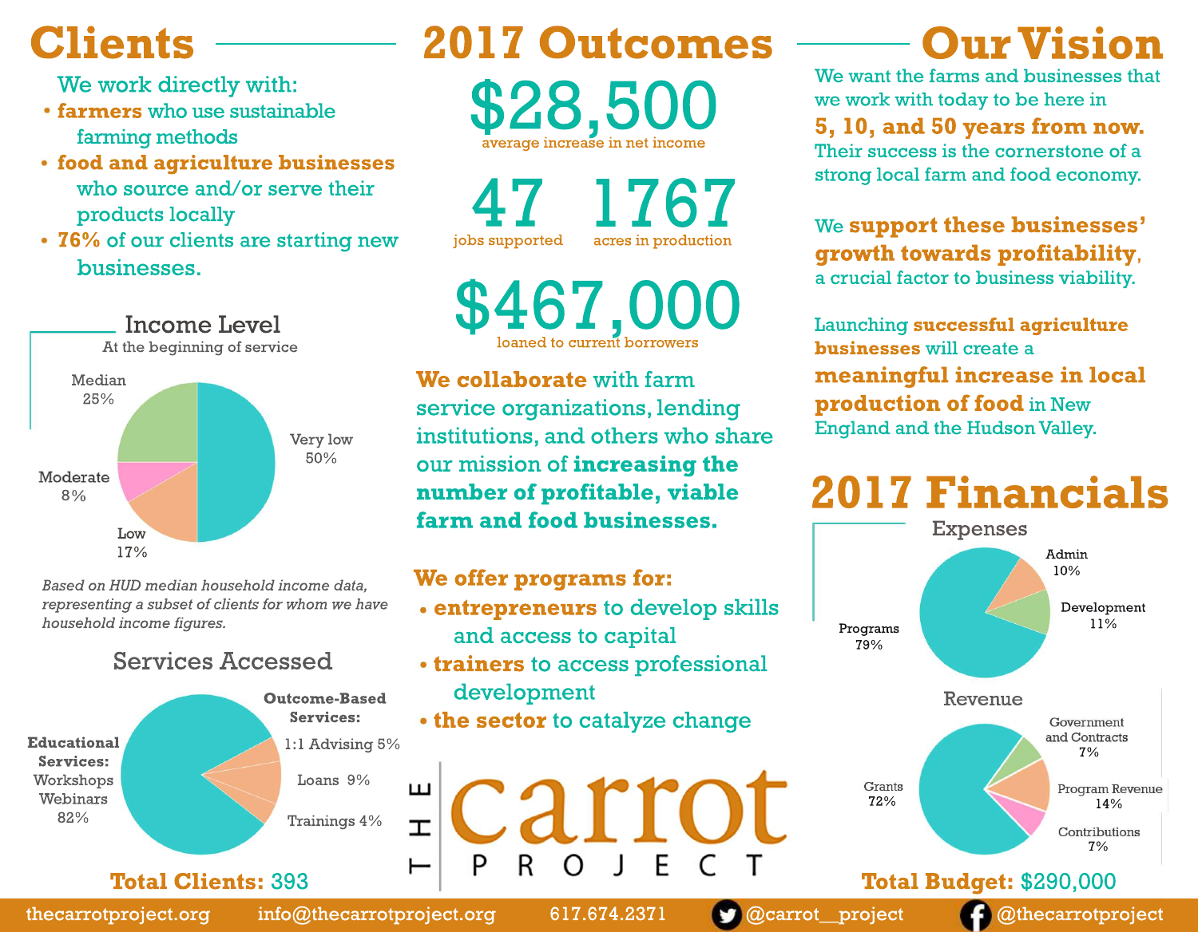# Clients

We work directly with:

- **farmers** who use sustainable farming methods
- **food and agriculture businesses** who source and/or serve their products locally
- **76%** of our clients are starting new businesses.

### Income Level

At the beginning of service

Median 25%
Very low 50%
Moderate 8%
Low 17%

*Based on HUD median household income data, representing a subset of clients for whom we have household income figures.*

### Services Accessed

**Educational Services:** Workshops Webinars 82%

**Outcome-Based Services:**
1:1 Advising 5%
Loans 9%
Trainings 4%

**Total Clients:** 393

# 2017 Outcomes

**$28,500**
average increase in net income

**47**
jobs supported

**1767**
acres in production

**$467,000**
loaned to current borrowers

**We collaborate** with farm service organizations, lending institutions, and others who share our mission of **increasing the number of profitable, viable farm and food businesses.**

**We offer programs for:**

- **entrepreneurs** to develop skills and access to capital
- **trainers** to access professional development
- **the sector** to catalyze change

THE carrot PROJECT

# Our Vision

We want the farms and businesses that we work with today to be here in **5, 10, and 50 years from now.** Their success is the cornerstone of a strong local farm and food economy.

We **support these businesses' growth towards profitability**, a crucial factor to business viability.

Launching **successful agriculture businesses** will create a **meaningful increase in local production of food** in New England and the Hudson Valley.

# 2017 Financials

### Expenses

Admin 10%
Development 11%
Programs 79%

### Revenue

Government and Contracts 7%
Program Revenue 14%
Contributions 7%
Grants 72%

**Total Budget:** $290,000

thecarrotproject.org | info@thecarrotproject.org | 617.674.2371 | @carrot__project | @thecarrotproject